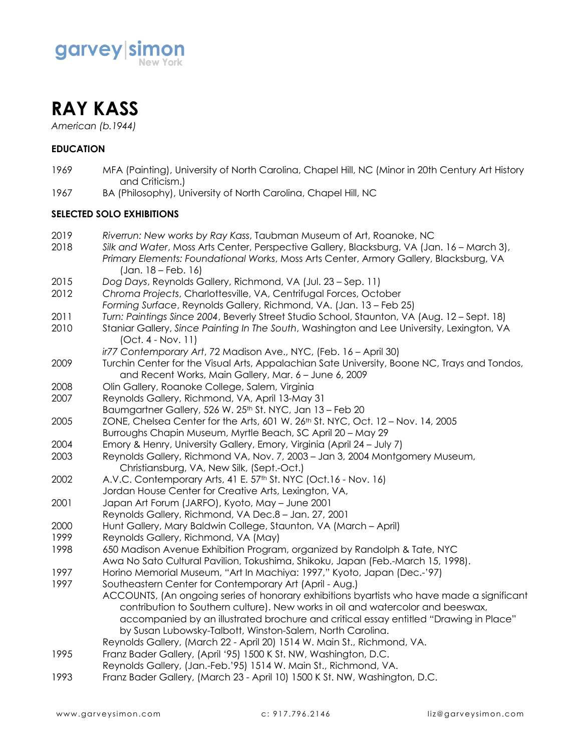garvey|simon
New York

# RAY KASS

*American (b.1944)*

## EDUCATION

1969 MFA (Painting), University of North Carolina, Chapel Hill, NC (Minor in 20th Century Art History and Criticism.)
1967 BA (Philosophy), University of North Carolina, Chapel Hill, NC

## SELECTED SOLO EXHIBITIONS

2019 *Riverrun: New works by Ray Kass*, Taubman Museum of Art, Roanoke, NC
2018 *Silk and Water*, Moss Arts Center, Perspective Gallery, Blacksburg, VA (Jan. 16 – March 3), *Primary Elements: Foundational Works*, Moss Arts Center, Armory Gallery, Blacksburg, VA (Jan. 18 – Feb. 16)
2015 *Dog Days*, Reynolds Gallery, Richmond, VA (Jul. 23 – Sep. 11)
2012 *Chroma Projects*, Charlottesville, VA, Centrifugal Forces, October
*Forming Surface*, Reynolds Gallery, Richmond, VA. (Jan. 13 – Feb 25)
2011 *Turn: Paintings Since 2004*, Beverly Street Studio School, Staunton, VA (Aug. 12 – Sept. 18)
2010 Staniar Gallery, *Since Painting In The South*, Washington and Lee University, Lexington, VA (Oct. 4 - Nov. 11)
*ir77 Contemporary Art*, 72 Madison Ave., NYC, (Feb. 16 – April 30)
2009 Turchin Center for the Visual Arts, Appalachian Sate University, Boone NC, Trays and Tondos, and Recent Works, Main Gallery, Mar. 6 – June 6, 2009
2008 Olin Gallery, Roanoke College, Salem, Virginia
2007 Reynolds Gallery, Richmond, VA, April 13-May 31
Baumgartner Gallery, 526 W. 25th St. NYC, Jan 13 – Feb 20
2005 ZONE, Chelsea Center for the Arts, 601 W. 26th St. NYC, Oct. 12 – Nov. 14, 2005
Burroughs Chapin Museum, Myrtle Beach, SC April 20 – May 29
2004 Emory & Henry, University Gallery, Emory, Virginia (April 24 – July 7)
2003 Reynolds Gallery, Richmond VA, Nov. 7, 2003 – Jan 3, 2004 Montgomery Museum, Christiansburg, VA, New Silk, (Sept.-Oct.)
2002 A.V.C. Contemporary Arts, 41 E. 57th St. NYC (Oct.16 - Nov. 16)
Jordan House Center for Creative Arts, Lexington, VA,
2001 Japan Art Forum (JARFO), Kyoto, May – June 2001
Reynolds Gallery, Richmond, VA Dec.8 – Jan. 27, 2001
2000 Hunt Gallery, Mary Baldwin College, Staunton, VA (March – April)
1999 Reynolds Gallery, Richmond, VA (May)
1998 650 Madison Avenue Exhibition Program, organized by Randolph & Tate, NYC
Awa No Sato Cultural Pavilion, Tokushima, Shikoku, Japan (Feb.-March 15, 1998).
1997 Horino Memorial Museum, "Art In Machiya: 1997," Kyoto, Japan (Dec.-'97)
1997 Southeastern Center for Contemporary Art (April - Aug.)
ACCOUNTS, (An ongoing series of honorary exhibitions byartists who have made a significant contribution to Southern culture). New works in oil and watercolor and beeswax, accompanied by an illustrated brochure and critical essay entitled "Drawing in Place" by Susan Lubowsky-Talbott, Winston-Salem, North Carolina.
Reynolds Gallery, (March 22 - April 20) 1514 W. Main St., Richmond, VA.
1995 Franz Bader Gallery, (April '95) 1500 K St. NW, Washington, D.C.
Reynolds Gallery, (Jan.-Feb.'95) 1514 W. Main St., Richmond, VA.
1993 Franz Bader Gallery, (March 23 - April 10) 1500 K St. NW, Washington, D.C.

www.garveysimon.com c: 917.796.2146 liz@garveysimon.com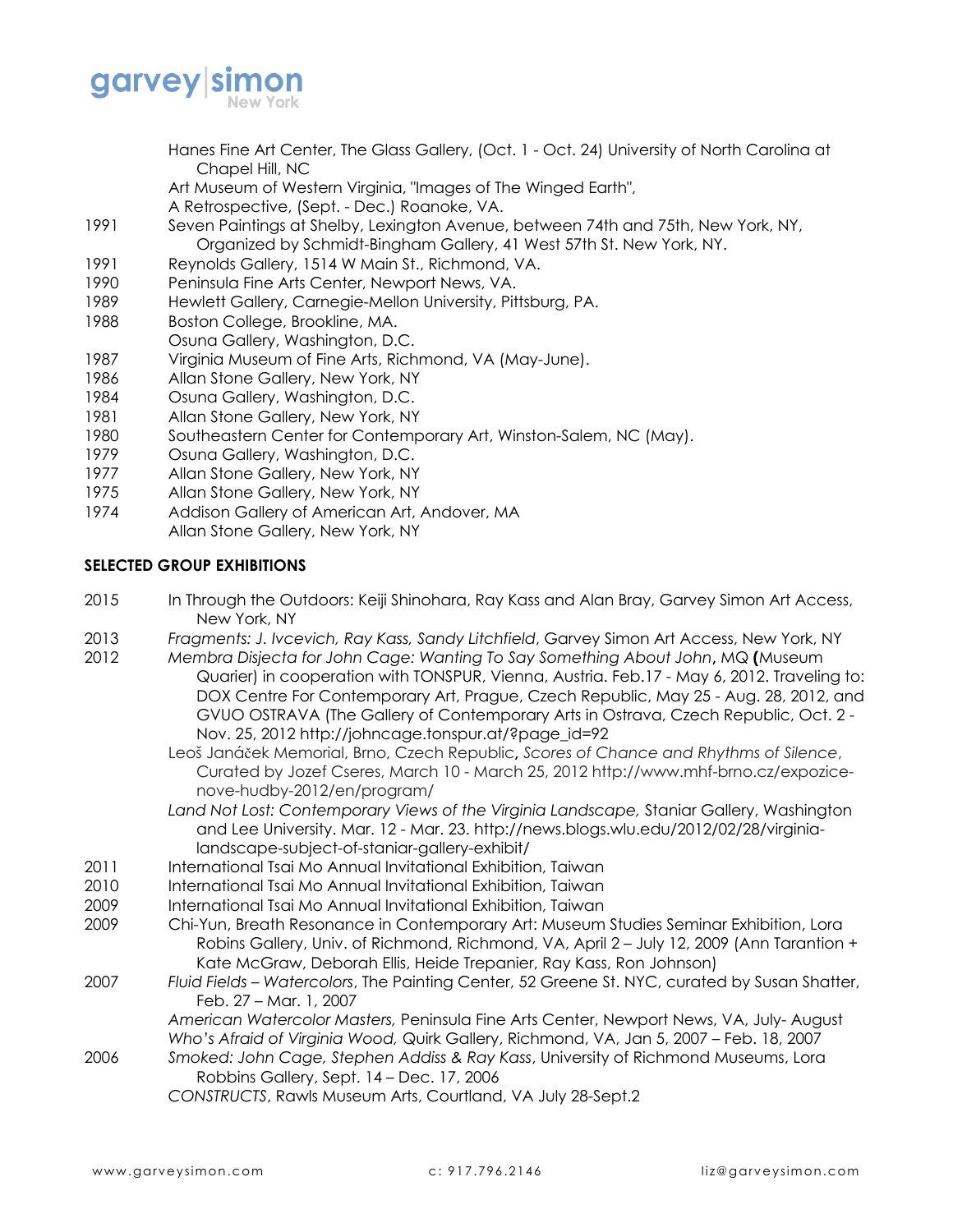Hanes Fine Art Center, The Glass Gallery, (Oct. 1 - Oct. 24) University of North Carolina at Chapel Hill, NC
Art Museum of Western Virginia, "Images of The Winged Earth",
A Retrospective, (Sept. - Dec.) Roanoke, VA.

1991 Seven Paintings at Shelby, Lexington Avenue, between 74th and 75th, New York, NY, Organized by Schmidt-Bingham Gallery, 41 West 57th St. New York, NY.
1991 Reynolds Gallery, 1514 W Main St., Richmond, VA.
1990 Peninsula Fine Arts Center, Newport News, VA.
1989 Hewlett Gallery, Carnegie-Mellon University, Pittsburg, PA.
1988 Boston College, Brookline, MA.
Osuna Gallery, Washington, D.C.
1987 Virginia Museum of Fine Arts, Richmond, VA (May-June).
1986 Allan Stone Gallery, New York, NY
1984 Osuna Gallery, Washington, D.C.
1981 Allan Stone Gallery, New York, NY
1980 Southeastern Center for Contemporary Art, Winston-Salem, NC (May).
1979 Osuna Gallery, Washington, D.C.
1977 Allan Stone Gallery, New York, NY
1975 Allan Stone Gallery, New York, NY
1974 Addison Gallery of American Art, Andover, MA
Allan Stone Gallery, New York, NY

**SELECTED GROUP EXHIBITIONS**

2015 In Through the Outdoors: Keiji Shinohara, Ray Kass and Alan Bray, Garvey Simon Art Access, New York, NY
2013 *Fragments: J. Ivcevich, Ray Kass, Sandy Litchfield*, Garvey Simon Art Access, New York, NY
2012 *Membra Disjecta for John Cage: Wanting To Say Something About John*, MQ (Museum Quarier) in cooperation with TONSPUR, Vienna, Austria. Feb.17 - May 6, 2012. Traveling to: DOX Centre For Contemporary Art, Prague, Czech Republic, May 25 - Aug. 28, 2012, and GVUO OSTRAVA (The Gallery of Contemporary Arts in Ostrava, Czech Republic, Oct. 2 - Nov. 25, 2012 http://johncage.tonspur.at/?page_id=92
Leoš Janáček Memorial, Brno, Czech Republic, *Scores of Chance and Rhythms of Silence*, Curated by Jozef Cseres, March 10 - March 25, 2012 http://www.mhf-brno.cz/expozice-nove-hudby-2012/en/program/
*Land Not Lost: Contemporary Views of the Virginia Landscape,* Staniar Gallery, Washington and Lee University. Mar. 12 - Mar. 23. http://news.blogs.wlu.edu/2012/02/28/virginia-landscape-subject-of-staniar-gallery-exhibit/
2011 International Tsai Mo Annual Invitational Exhibition, Taiwan
2010 International Tsai Mo Annual Invitational Exhibition, Taiwan
2009 International Tsai Mo Annual Invitational Exhibition, Taiwan
2009 Chi-Yun, Breath Resonance in Contemporary Art: Museum Studies Seminar Exhibition, Lora Robins Gallery, Univ. of Richmond, Richmond, VA, April 2 – July 12, 2009 (Ann Tarantion + Kate McGraw, Deborah Ellis, Heide Trepanier, Ray Kass, Ron Johnson)
2007 *Fluid Fields – Watercolors*, The Painting Center, 52 Greene St. NYC, curated by Susan Shatter, Feb. 27 – Mar. 1, 2007
*American Watercolor Masters,* Peninsula Fine Arts Center, Newport News, VA, July- August
*Who's Afraid of Virginia Wood,* Quirk Gallery, Richmond, VA, Jan 5, 2007 – Feb. 18, 2007
2006 *Smoked: John Cage, Stephen Addiss & Ray Kass*, University of Richmond Museums, Lora Robbins Gallery, Sept. 14 – Dec. 17, 2006
*CONSTRUCTS*, Rawls Museum Arts, Courtland, VA July 28-Sept.2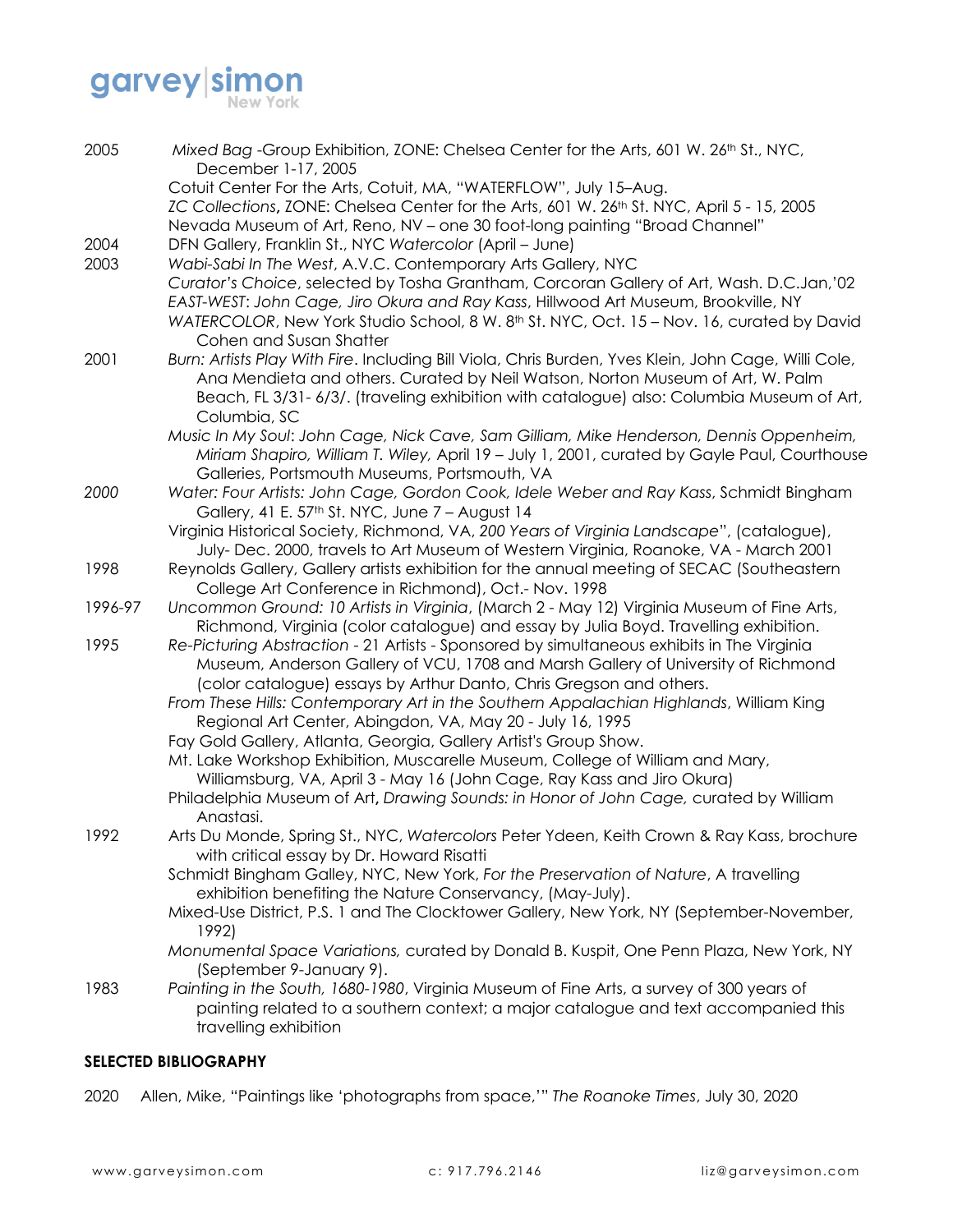| | |
|---|---|
| 2005 | *Mixed Bag* -Group Exhibition, ZONE: Chelsea Center for the Arts, 601 W. 26th St., NYC, December 1-17, 2005 |
| | Cotuit Center For the Arts, Cotuit, MA, "WATERFLOW", July 15–Aug. |
| | *ZC Collections*, ZONE: Chelsea Center for the Arts, 601 W. 26th St. NYC, April 5 - 15, 2005 |
| | Nevada Museum of Art, Reno, NV – one 30 foot-long painting "Broad Channel" |
| 2004 | DFN Gallery, Franklin St., NYC *Watercolor* (April – June) |
| 2003 | *Wabi-Sabi In The West*, A.V.C. Contemporary Arts Gallery, NYC |
| | *Curator's Choice*, selected by Tosha Grantham, Corcoran Gallery of Art, Wash. D.C.Jan,'02 |
| | *EAST-WEST*: *John Cage, Jiro Okura and Ray Kass*, Hillwood Art Museum, Brookville, NY |
| | *WATERCOLOR*, New York Studio School, 8 W. 8th St. NYC, Oct. 15 – Nov. 16, curated by David Cohen and Susan Shatter |
| 2001 | *Burn: Artists Play With Fire*. Including Bill Viola, Chris Burden, Yves Klein, John Cage, Willi Cole, Ana Mendieta and others. Curated by Neil Watson, Norton Museum of Art, W. Palm Beach, FL 3/31- 6/3/. (traveling exhibition with catalogue) also: Columbia Museum of Art, Columbia, SC |
| | *Music In My Soul*: *John Cage, Nick Cave, Sam Gilliam, Mike Henderson, Dennis Oppenheim, Miriam Shapiro, William T. Wiley,* April 19 – July 1, 2001, curated by Gayle Paul, Courthouse Galleries, Portsmouth Museums, Portsmouth, VA |
| *2000* | *Water: Four Artists: John Cage, Gordon Cook, Idele Weber and Ray Kass*, Schmidt Bingham Gallery, 41 E. 57th St. NYC, June 7 – August 14 |
| | Virginia Historical Society, Richmond, VA, *200 Years of Virginia Landscape*", (catalogue), July- Dec. 2000, travels to Art Museum of Western Virginia, Roanoke, VA - March 2001 |
| 1998 | Reynolds Gallery, Gallery artists exhibition for the annual meeting of SECAC (Southeastern College Art Conference in Richmond), Oct.- Nov. 1998 |
| 1996-97 | *Uncommon Ground: 10 Artists in Virginia*, (March 2 - May 12) Virginia Museum of Fine Arts, Richmond, Virginia (color catalogue) and essay by Julia Boyd. Travelling exhibition. |
| 1995 | *Re-Picturing Abstraction* - 21 Artists - Sponsored by simultaneous exhibits in The Virginia Museum, Anderson Gallery of VCU, 1708 and Marsh Gallery of University of Richmond (color catalogue) essays by Arthur Danto, Chris Gregson and others. |
| | *From These Hills: Contemporary Art in the Southern Appalachian Highlands*, William King Regional Art Center, Abingdon, VA, May 20 - July 16, 1995 |
| | Fay Gold Gallery, Atlanta, Georgia, Gallery Artist's Group Show. |
| | Mt. Lake Workshop Exhibition, Muscarelle Museum, College of William and Mary, Williamsburg, VA, April 3 - May 16 (John Cage, Ray Kass and Jiro Okura) |
| | Philadelphia Museum of Art, *Drawing Sounds: in Honor of John Cage,* curated by William Anastasi. |
| 1992 | Arts Du Monde, Spring St., NYC, *Watercolors* Peter Ydeen, Keith Crown & Ray Kass, brochure with critical essay by Dr. Howard Risatti |
| | Schmidt Bingham Galley, NYC, New York, *For the Preservation of Nature*, A travelling exhibition benefiting the Nature Conservancy, (May-July). |
| | Mixed-Use District, P.S. 1 and The Clocktower Gallery, New York, NY (September-November, 1992) |
| | *Monumental Space Variations,* curated by Donald B. Kuspit, One Penn Plaza, New York, NY (September 9-January 9). |
| 1983 | *Painting in the South, 1680-1980*, Virginia Museum of Fine Arts, a survey of 300 years of painting related to a southern context; a major catalogue and text accompanied this travelling exhibition |

## SELECTED BIBLIOGRAPHY

2020 Allen, Mike, "Paintings like 'photographs from space,'" *The Roanoke Times*, July 30, 2020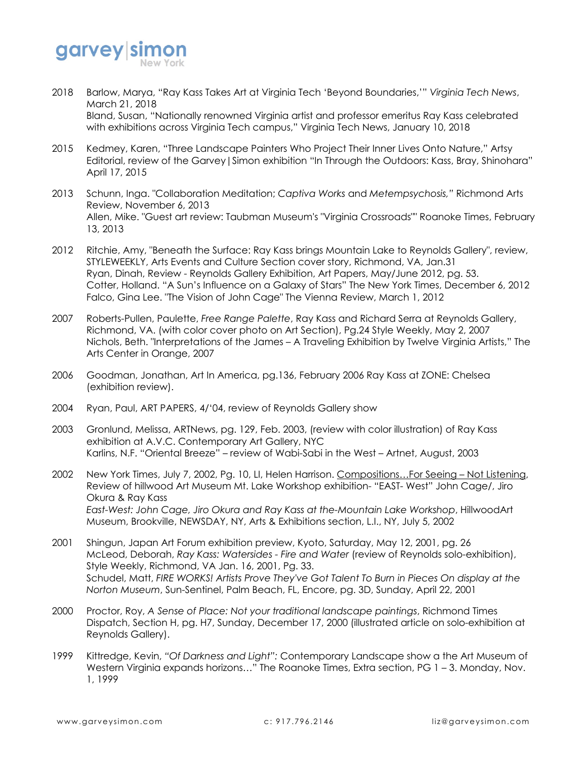2018 Barlow, Marya, “Ray Kass Takes Art at Virginia Tech ‘Beyond Boundaries,’” *Virginia Tech News*, March 21, 2018
Bland, Susan, “Nationally renowned Virginia artist and professor emeritus Ray Kass celebrated with exhibitions across Virginia Tech campus,” Virginia Tech News, January 10, 2018

2015 Kedmey, Karen, “Three Landscape Painters Who Project Their Inner Lives Onto Nature,” Artsy Editorial, review of the Garvey|Simon exhibition “In Through the Outdoors: Kass, Bray, Shinohara” April 17, 2015

2013 Schunn, Inga. "Collaboration Meditation; *Captiva Works* and *Metempsychosis,"* Richmond Arts Review, November 6, 2013
Allen, Mike. "Guest art review: Taubman Museum's "Virginia Crossroads"" Roanoke Times, February 13, 2013

2012 Ritchie, Amy, "Beneath the Surface: Ray Kass brings Mountain Lake to Reynolds Gallery", review, STYLEWEEKLY, Arts Events and Culture Section cover story, Richmond, VA, Jan.31
Ryan, Dinah, Review - Reynolds Gallery Exhibition, Art Papers, May/June 2012, pg. 53.
Cotter, Holland. “A Sun’s Influence on a Galaxy of Stars” The New York Times, December 6, 2012
Falco, Gina Lee. "The Vision of John Cage" The Vienna Review, March 1, 2012

2007 Roberts-Pullen, Paulette, *Free Range Palette*, Ray Kass and Richard Serra at Reynolds Gallery, Richmond, VA. (with color cover photo on Art Section), Pg.24 Style Weekly, May 2, 2007
Nichols, Beth. "Interpretations of the James – A Traveling Exhibition by Twelve Virginia Artists," The Arts Center in Orange, 2007

2006 Goodman, Jonathan, Art In America, pg.136, February 2006 Ray Kass at ZONE: Chelsea (exhibition review).

2004 Ryan, Paul, ART PAPERS, 4/‘04, review of Reynolds Gallery show

2003 Gronlund, Melissa, ARTNews, pg. 129, Feb. 2003, (review with color illustration) of Ray Kass exhibition at A.V.C. Contemporary Art Gallery, NYC
Karlins, N.F. “Oriental Breeze” – review of Wabi-Sabi in the West – Artnet, August, 2003

2002 New York Times, July 7, 2002, Pg. 10, LI, Helen Harrison. <u>Compositions…For Seeing – Not Listening</u>, Review of hillwood Art Museum Mt. Lake Workshop exhibition- “EAST- West” John Cage/, Jiro Okura & Ray Kass
*East-West: John Cage, Jiro Okura and Ray Kass at the-Mountain Lake Workshop*, HillwoodArt Museum, Brookville, NEWSDAY, NY, Arts & Exhibitions section, L.I., NY, July 5, 2002

2001 Shingun, Japan Art Forum exhibition preview, Kyoto, Saturday, May 12, 2001, pg. 26
McLeod, Deborah, *Ray Kass: Watersides - Fire and Water* (review of Reynolds solo-exhibition), Style Weekly, Richmond, VA Jan. 16, 2001, Pg. 33.
Schudel, Matt, *FIRE WORKS! Artists Prove They've Got Talent To Burn in Pieces On display at the Norton Museum*, Sun-Sentinel, Palm Beach, FL, Encore, pg. 3D, Sunday, April 22, 2001

2000 Proctor, Roy, *A Sense of Place: Not your traditional landscape paintings*, Richmond Times Dispatch, Section H, pg. H7, Sunday, December 17, 2000 (illustrated article on solo-exhibition at Reynolds Gallery).

1999 Kittredge, Kevin, *“Of Darkness and Light”:* Contemporary Landscape show a the Art Museum of Western Virginia expands horizons…” The Roanoke Times, Extra section, PG 1 – 3. Monday, Nov. 1, 1999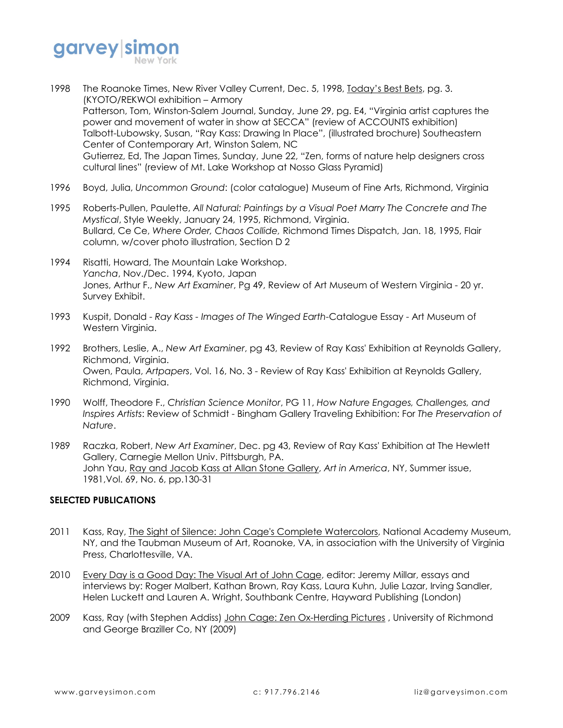1998 The Roanoke Times, New River Valley Current, Dec. 5, 1998, Today's Best Bets, pg. 3. (KYOTO/REKWOI exhibition – Armory
Patterson, Tom, Winston-Salem Journal, Sunday, June 29, pg. E4, "Virginia artist captures the power and movement of water in show at SECCA" (review of ACCOUNTS exhibition)
Talbott-Lubowsky, Susan, "Ray Kass: Drawing In Place", (illustrated brochure) Southeastern Center of Contemporary Art, Winston Salem, NC
Gutierrez, Ed, The Japan Times, Sunday, June 22, "Zen, forms of nature help designers cross cultural lines" (review of Mt. Lake Workshop at Nosso Glass Pyramid)

1996 Boyd, Julia, *Uncommon Ground*: (color catalogue) Museum of Fine Arts, Richmond, Virginia

1995 Roberts-Pullen, Paulette, *All Natural: Paintings by a Visual Poet Marry The Concrete and The Mystical*, Style Weekly, January 24, 1995, Richmond, Virginia.
Bullard, Ce Ce, *Where Order, Chaos Collide,* Richmond Times Dispatch, Jan. 18, 1995, Flair column, w/cover photo illustration, Section D 2

1994 Risatti, Howard, The Mountain Lake Workshop.
*Yancha*, Nov./Dec. 1994, Kyoto, Japan
Jones, Arthur F., *New Art Examiner*, Pg 49, Review of Art Museum of Western Virginia - 20 yr. Survey Exhibit.

1993 Kuspit, Donald - *Ray Kass - Images of The Winged Earth*-Catalogue Essay - Art Museum of Western Virginia.

1992 Brothers, Leslie, A., *New Art Examiner*, pg 43, Review of Ray Kass' Exhibition at Reynolds Gallery, Richmond, Virginia.
Owen, Paula, *Artpapers*, Vol. 16, No. 3 - Review of Ray Kass' Exhibition at Reynolds Gallery, Richmond, Virginia.

1990 Wolff, Theodore F., *Christian Science Monitor*, PG 11, *How Nature Engages, Challenges, and Inspires Artists*: Review of Schmidt - Bingham Gallery Traveling Exhibition: For *The Preservation of Nature*.

1989 Raczka, Robert, *New Art Examiner*, Dec. pg 43, Review of Ray Kass' Exhibition at The Hewlett Gallery, Carnegie Mellon Univ. Pittsburgh, PA.
John Yau, Ray and Jacob Kass at Allan Stone Gallery, *Art in America*, NY, Summer issue, 1981,Vol. 69, No. 6, pp.130-31

**SELECTED PUBLICATIONS**

2011 Kass, Ray, The Sight of Silence: John Cage's Complete Watercolors, National Academy Museum, NY, and the Taubman Museum of Art, Roanoke, VA, in association with the University of Virginia Press, Charlottesville, VA.

2010 Every Day is a Good Day: The Visual Art of John Cage, editor: Jeremy Millar, essays and interviews by: Roger Malbert, Kathan Brown, Ray Kass, Laura Kuhn, Julie Lazar, Irving Sandler, Helen Luckett and Lauren A. Wright, Southbank Centre, Hayward Publishing (London)

2009 Kass, Ray (with Stephen Addiss) John Cage: Zen Ox-Herding Pictures , University of Richmond and George Braziller Co, NY (2009)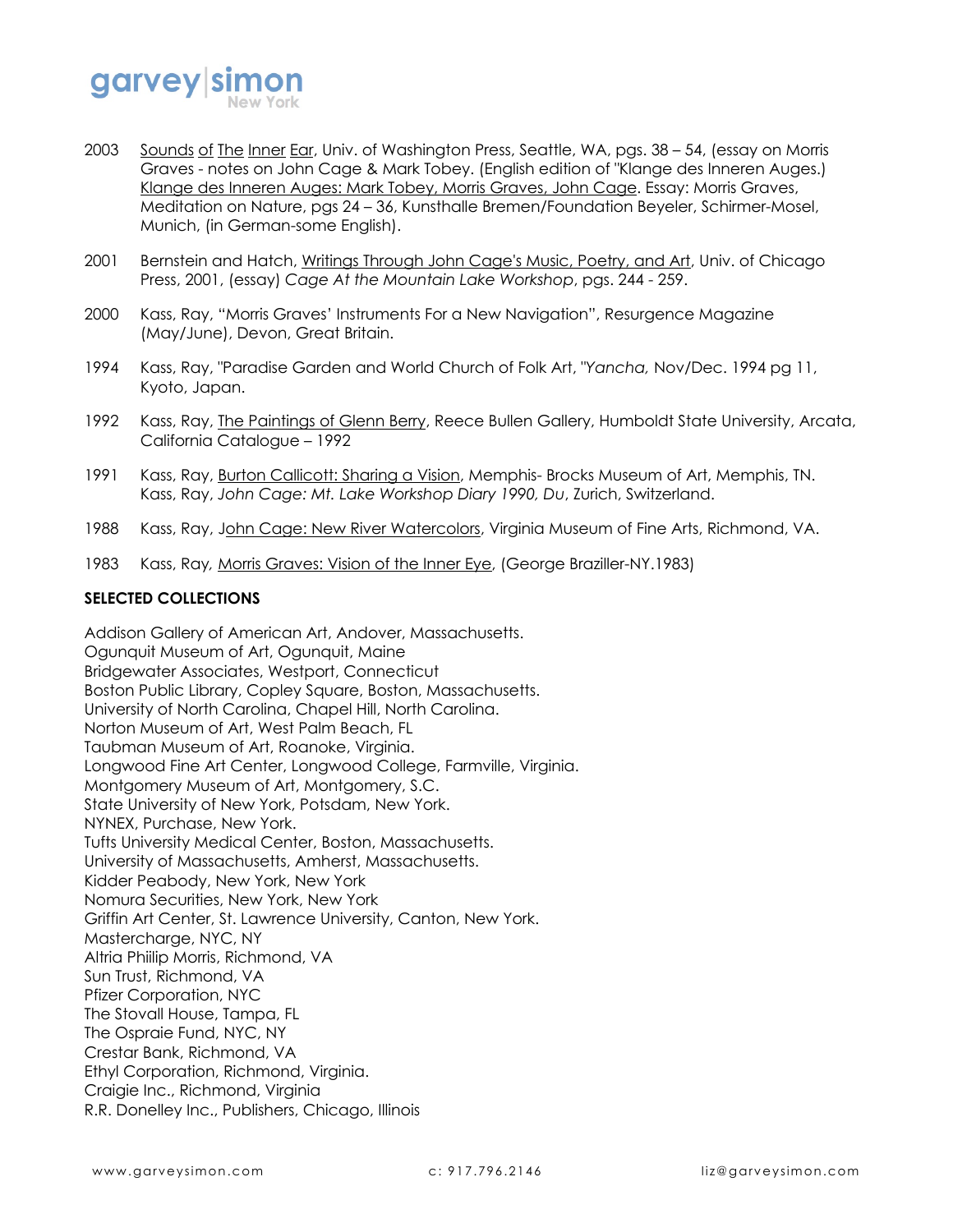2003 Sounds of The Inner Ear, Univ. of Washington Press, Seattle, WA, pgs. 38 – 54, (essay on Morris Graves - notes on John Cage & Mark Tobey. (English edition of "Klange des Inneren Auges.) Klange des Inneren Auges: Mark Tobey, Morris Graves, John Cage. Essay: Morris Graves, Meditation on Nature, pgs 24 – 36, Kunsthalle Bremen/Foundation Beyeler, Schirmer-Mosel, Munich, (in German-some English).

2001 Bernstein and Hatch, Writings Through John Cage's Music, Poetry, and Art, Univ. of Chicago Press, 2001, (essay) *Cage At the Mountain Lake Workshop*, pgs. 244 - 259.

2000 Kass, Ray, "Morris Graves' Instruments For a New Navigation", Resurgence Magazine (May/June), Devon, Great Britain.

1994 Kass, Ray, "Paradise Garden and World Church of Folk Art, "*Yancha,* Nov/Dec. 1994 pg 11, Kyoto, Japan.

1992 Kass, Ray, The Paintings of Glenn Berry, Reece Bullen Gallery, Humboldt State University, Arcata, California Catalogue – 1992

1991 Kass, Ray, Burton Callicott: Sharing a Vision, Memphis- Brocks Museum of Art, Memphis, TN. Kass, Ray, *John Cage: Mt. Lake Workshop Diary 1990, Du*, Zurich, Switzerland.

1988 Kass, Ray, John Cage: New River Watercolors, Virginia Museum of Fine Arts, Richmond, VA.

1983 Kass, Ray, Morris Graves: Vision of the Inner Eye, (George Braziller-NY.1983)

**SELECTED COLLECTIONS**

Addison Gallery of American Art, Andover, Massachusetts.
Ogunquit Museum of Art, Ogunquit, Maine
Bridgewater Associates, Westport, Connecticut
Boston Public Library, Copley Square, Boston, Massachusetts.
University of North Carolina, Chapel Hill, North Carolina.
Norton Museum of Art, West Palm Beach, FL
Taubman Museum of Art, Roanoke, Virginia.
Longwood Fine Art Center, Longwood College, Farmville, Virginia.
Montgomery Museum of Art, Montgomery, S.C.
State University of New York, Potsdam, New York.
NYNEX, Purchase, New York.
Tufts University Medical Center, Boston, Massachusetts.
University of Massachusetts, Amherst, Massachusetts.
Kidder Peabody, New York, New York
Nomura Securities, New York, New York
Griffin Art Center, St. Lawrence University, Canton, New York.
Mastercharge, NYC, NY
Altria Phiilip Morris, Richmond, VA
Sun Trust, Richmond, VA
Pfizer Corporation, NYC
The Stovall House, Tampa, FL
The Ospraie Fund, NYC, NY
Crestar Bank, Richmond, VA
Ethyl Corporation, Richmond, Virginia.
Craigie Inc., Richmond, Virginia
R.R. Donelley Inc., Publishers, Chicago, Illinois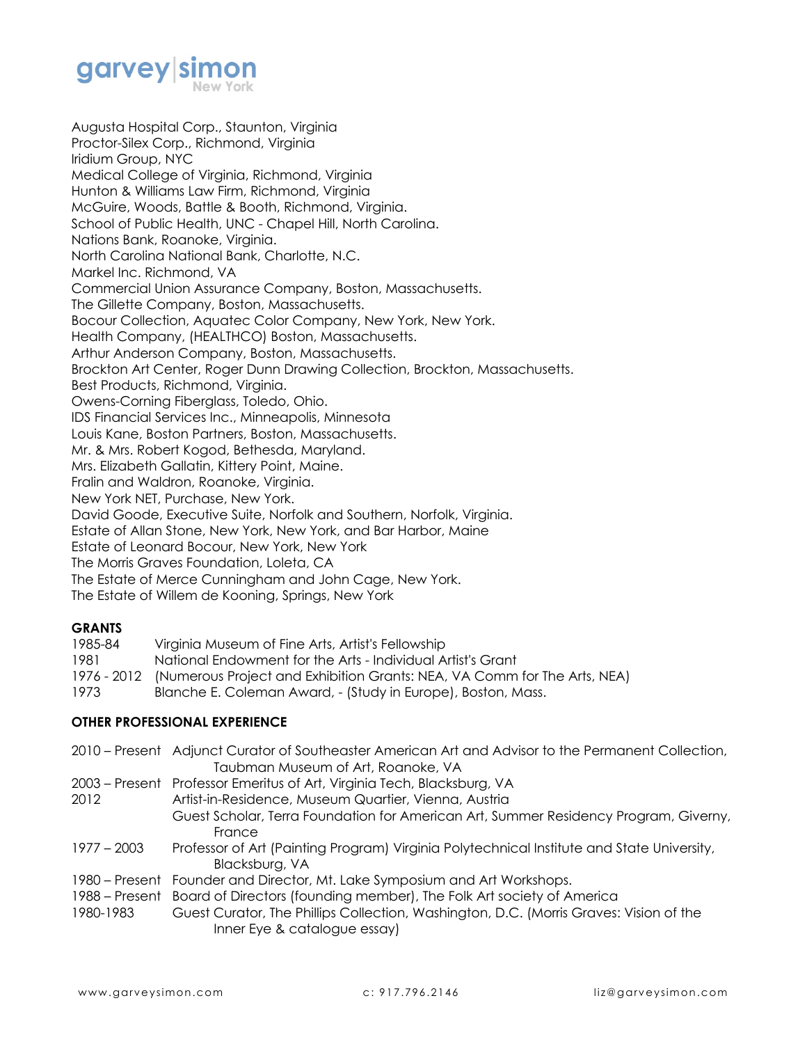Augusta Hospital Corp., Staunton, Virginia
Proctor-Silex Corp., Richmond, Virginia
Iridium Group, NYC
Medical College of Virginia, Richmond, Virginia
Hunton & Williams Law Firm, Richmond, Virginia
McGuire, Woods, Battle & Booth, Richmond, Virginia.
School of Public Health, UNC - Chapel Hill, North Carolina.
Nations Bank, Roanoke, Virginia.
North Carolina National Bank, Charlotte, N.C.
Markel Inc. Richmond, VA
Commercial Union Assurance Company, Boston, Massachusetts.
The Gillette Company, Boston, Massachusetts.
Bocour Collection, Aquatec Color Company, New York, New York.
Health Company, (HEALTHCO) Boston, Massachusetts.
Arthur Anderson Company, Boston, Massachusetts.
Brockton Art Center, Roger Dunn Drawing Collection, Brockton, Massachusetts.
Best Products, Richmond, Virginia.
Owens-Corning Fiberglass, Toledo, Ohio.
IDS Financial Services Inc., Minneapolis, Minnesota
Louis Kane, Boston Partners, Boston, Massachusetts.
Mr. & Mrs. Robert Kogod, Bethesda, Maryland.
Mrs. Elizabeth Gallatin, Kittery Point, Maine.
Fralin and Waldron, Roanoke, Virginia.
New York NET, Purchase, New York.
David Goode, Executive Suite, Norfolk and Southern, Norfolk, Virginia.
Estate of Allan Stone, New York, New York, and Bar Harbor, Maine
Estate of Leonard Bocour, New York, New York
The Morris Graves Foundation, Loleta, CA
The Estate of Merce Cunningham and John Cage, New York.
The Estate of Willem de Kooning, Springs, New York

**GRANTS**

| | |
|---|---|
| 1985-84 | Virginia Museum of Fine Arts, Artist's Fellowship |
| 1981 | National Endowment for the Arts - Individual Artist's Grant |
| 1976 - 2012 | (Numerous Project and Exhibition Grants: NEA, VA Comm for The Arts, NEA) |
| 1973 | Blanche E. Coleman Award, - (Study in Europe), Boston, Mass. |

**OTHER PROFESSIONAL EXPERIENCE**

| | |
|---|---|
| 2010 – Present | Adjunct Curator of Southeaster American Art and Advisor to the Permanent Collection, Taubman Museum of Art, Roanoke, VA |
| 2003 – Present | Professor Emeritus of Art, Virginia Tech, Blacksburg, VA |
| 2012 | Artist-in-Residence, Museum Quartier, Vienna, Austria |
| | Guest Scholar, Terra Foundation for American Art, Summer Residency Program, Giverny, France |
| 1977 – 2003 | Professor of Art (Painting Program) Virginia Polytechnical Institute and State University, Blacksburg, VA |
| 1980 – Present | Founder and Director, Mt. Lake Symposium and Art Workshops. |
| 1988 – Present | Board of Directors (founding member), The Folk Art society of America |
| 1980-1983 | Guest Curator, The Phillips Collection, Washington, D.C. (Morris Graves: Vision of the Inner Eye & catalogue essay) |